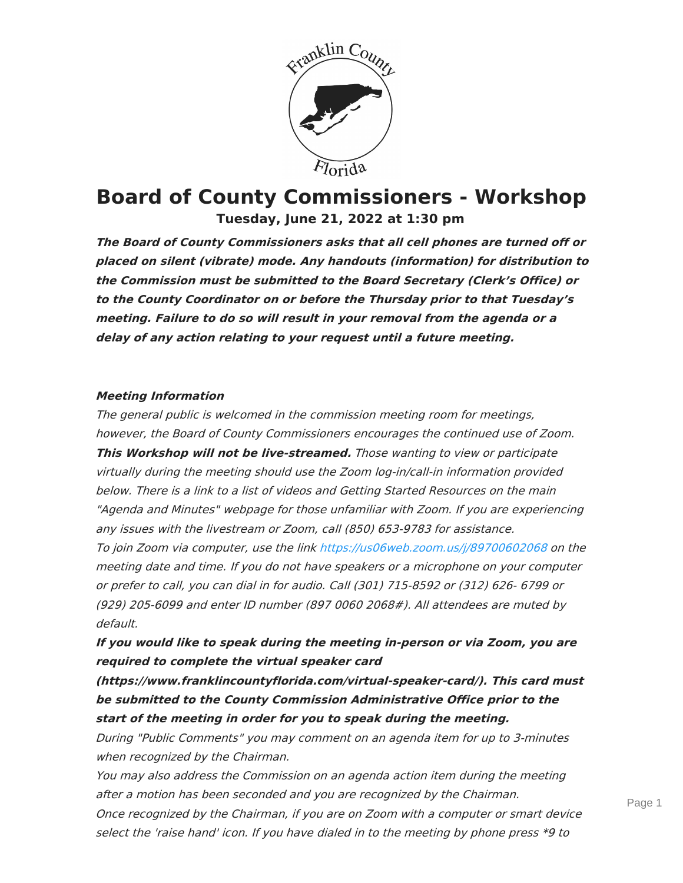# Board of County Commissioners - Workshop

**Tuesday, June 21, 2022 at 1:30 pm**

***The Board of County Commissioners asks that all cell phones are turned off or placed on silent (vibrate) mode. Any handouts (information) for distribution to the Commission must be submitted to the Board Secretary (Clerk's Office) or to the County Coordinator on or before the Thursday prior to that Tuesday's meeting. Failure to do so will result in your removal from the agenda or a delay of any action relating to your request until a future meeting.***

***Meeting Information***

*The general public is welcomed in the commission meeting room for meetings, however, the Board of County Commissioners encourages the continued use of Zoom.* ***This Workshop will not be live-streamed.*** *Those wanting to view or participate virtually during the meeting should use the Zoom log-in/call-in information provided below. There is a link to a list of videos and Getting Started Resources on the main "Agenda and Minutes" webpage for those unfamiliar with Zoom. If you are experiencing any issues with the livestream or Zoom, call (850) 653-9783 for assistance.*

*To join Zoom via computer, use the link https://us06web.zoom.us/j/89700602068 on the meeting date and time. If you do not have speakers or a microphone on your computer or prefer to call, you can dial in for audio. Call (301) 715-8592 or (312) 626- 6799 or (929) 205-6099 and enter ID number (897 0060 2068#). All attendees are muted by default.*

***If you would like to speak during the meeting in-person or via Zoom, you are required to complete the virtual speaker card (https://www.franklincountyflorida.com/virtual-speaker-card/). This card must be submitted to the County Commission Administrative Office prior to the start of the meeting in order for you to speak during the meeting.***

*During "Public Comments" you may comment on an agenda item for up to 3-minutes when recognized by the Chairman.*

*You may also address the Commission on an agenda action item during the meeting after a motion has been seconded and you are recognized by the Chairman.*

*Once recognized by the Chairman, if you are on Zoom with a computer or smart device select the 'raise hand' icon. If you have dialed in to the meeting by phone press *9 to*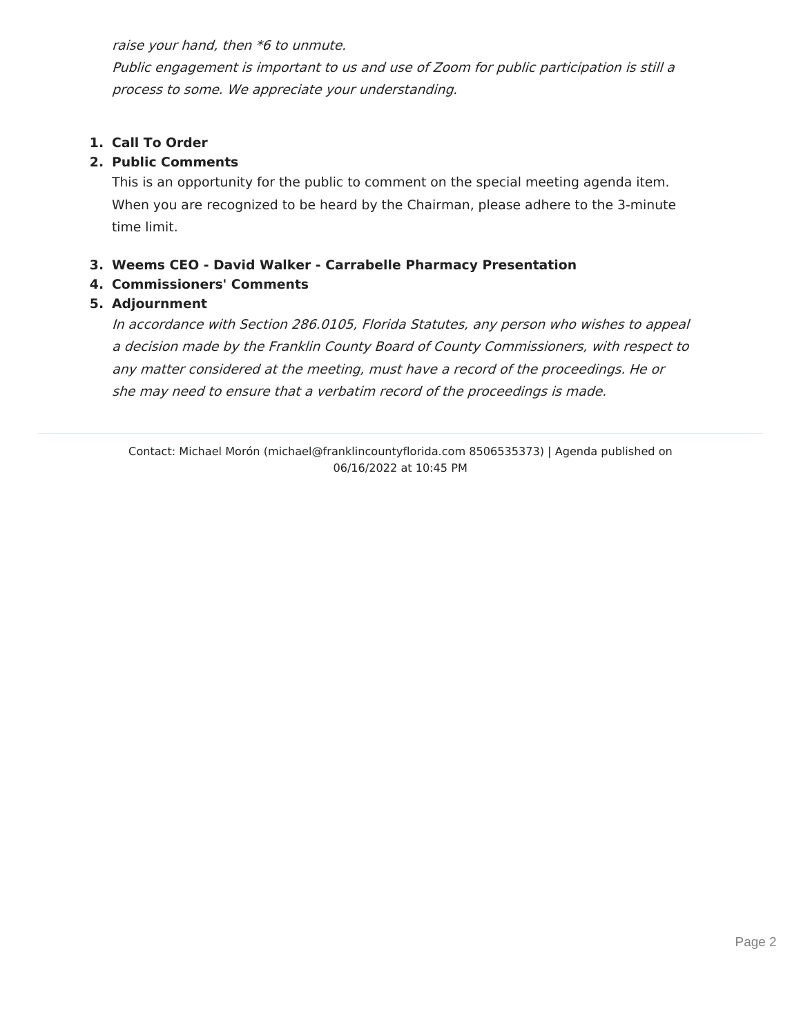*raise your hand, then *6 to unmute.*

*Public engagement is important to us and use of Zoom for public participation is still a process to some. We appreciate your understanding.*

1. **Call To Order**
2. **Public Comments**

   This is an opportunity for the public to comment on the special meeting agenda item. When you are recognized to be heard by the Chairman, please adhere to the 3-minute time limit.

3. **Weems CEO - David Walker - Carrabelle Pharmacy Presentation**
4. **Commissioners' Comments**
5. **Adjournment**

   *In accordance with Section 286.0105, Florida Statutes, any person who wishes to appeal a decision made by the Franklin County Board of County Commissioners, with respect to any matter considered at the meeting, must have a record of the proceedings. He or she may need to ensure that a verbatim record of the proceedings is made.*

---

Contact: Michael Morón (michael@franklincountyflorida.com 8506535373) | Agenda published on 06/16/2022 at 10:45 PM